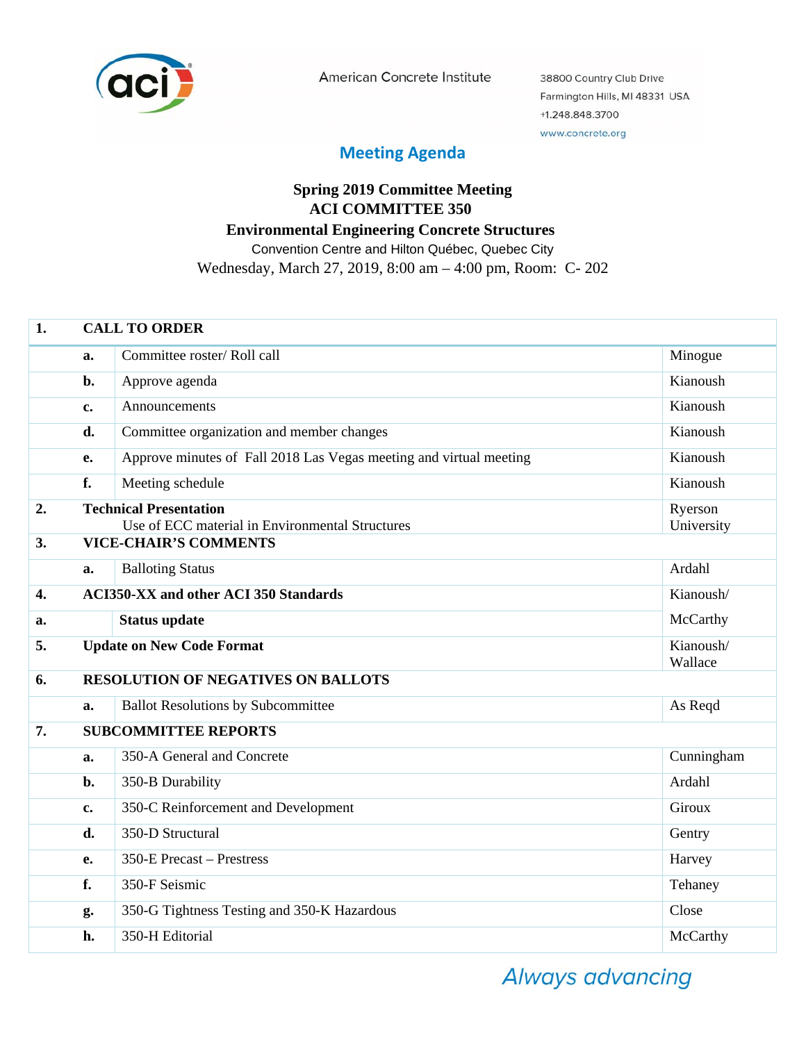American Concrete Institute

38800 Country Club Drive
Farmington Hills, MI 48331 USA
+1.248.848.3700
www.concrete.org

# Meeting Agenda

## Spring 2019 Committee Meeting
## ACI COMMITTEE 350
## Environmental Engineering Concrete Structures

Convention Centre and Hilton Québec, Quebec City

Wednesday, March 27, 2019, 8:00 am – 4:00 pm, Room: C- 202

| | | | |
|---|---|---|---|
| **1.** | **CALL TO ORDER** | | |
| | **a.** | Committee roster/ Roll call | Minogue |
| | **b.** | Approve agenda | Kianoush |
| | **c.** | Announcements | Kianoush |
| | **d.** | Committee organization and member changes | Kianoush |
| | **e.** | Approve minutes of Fall 2018 Las Vegas meeting and virtual meeting | Kianoush |
| | **f.** | Meeting schedule | Kianoush |
| **2.** | **Technical Presentation** | Use of ECC material in Environmental Structures | Ryerson University |
| **3.** | **VICE-CHAIR'S COMMENTS** | | |
| | **a.** | Balloting Status | Ardahl |
| **4.** | **ACI350-XX and other ACI 350 Standards** | | Kianoush/ |
| **a.** | | **Status update** | McCarthy |
| **5.** | **Update on New Code Format** | | Kianoush/ Wallace |
| **6.** | **RESOLUTION OF NEGATIVES ON BALLOTS** | | |
| | **a.** | Ballot Resolutions by Subcommittee | As Reqd |
| **7.** | **SUBCOMMITTEE REPORTS** | | |
| | **a.** | 350-A General and Concrete | Cunningham |
| | **b.** | 350-B Durability | Ardahl |
| | **c.** | 350-C Reinforcement and Development | Giroux |
| | **d.** | 350-D Structural | Gentry |
| | **e.** | 350-E Precast – Prestress | Harvey |
| | **f.** | 350-F Seismic | Tehaney |
| | **g.** | 350-G Tightness Testing and 350-K Hazardous | Close |
| | **h.** | 350-H Editorial | McCarthy |

*Always advancing*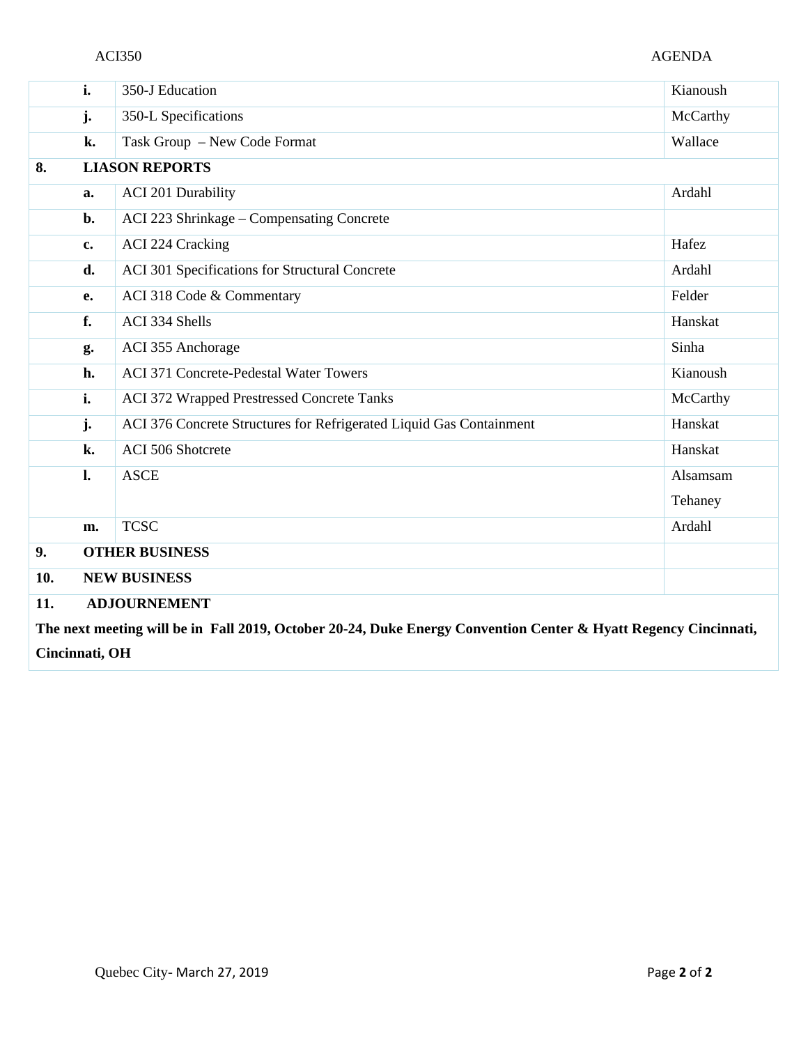| | | | |
|---|---|---|---|
| | **i.** | 350-J Education | Kianoush |
| | **j.** | 350-L Specifications | McCarthy |
| | **k.** | Task Group – New Code Format | Wallace |
| **8.** | **LIASON REPORTS** | | |
| | **a.** | ACI 201 Durability | Ardahl |
| | **b.** | ACI 223 Shrinkage – Compensating Concrete | |
| | **c.** | ACI 224 Cracking | Hafez |
| | **d.** | ACI 301 Specifications for Structural Concrete | Ardahl |
| | **e.** | ACI 318 Code & Commentary | Felder |
| | **f.** | ACI 334 Shells | Hanskat |
| | **g.** | ACI 355 Anchorage | Sinha |
| | **h.** | ACI 371 Concrete-Pedestal Water Towers | Kianoush |
| | **i.** | ACI 372 Wrapped Prestressed Concrete Tanks | McCarthy |
| | **j.** | ACI 376 Concrete Structures for Refrigerated Liquid Gas Containment | Hanskat |
| | **k.** | ACI 506 Shotcrete | Hanskat |
| | **l.** | ASCE | Alsamsam<br>Tehaney |
| | **m.** | TCSC | Ardahl |
| **9.** | **OTHER BUSINESS** | | |
| **10.** | **NEW BUSINESS** | | |
| **11.** | **ADJOURNEMENT** | | |

**The next meeting will be in Fall 2019, October 20-24, Duke Energy Convention Center & Hyatt Regency Cincinnati, Cincinnati, OH**

Quebec City- March 27, 2019